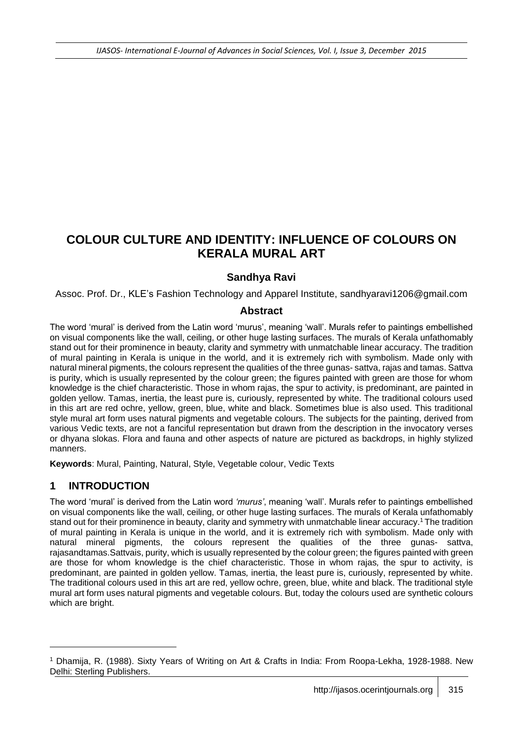# COLOUR CULTURE AND IDENTITY: INFLUENCE OF COLOURS ON KERALA MURAL ART

**Sandhya Ravi**

Assoc. Prof. Dr., KLE's Fashion Technology and Apparel Institute, sandhyaravi1206@gmail.com

## Abstract

The word 'mural' is derived from the Latin word 'murus', meaning 'wall'. Murals refer to paintings embellished on visual components like the wall, ceiling, or other huge lasting surfaces. The murals of Kerala unfathomably stand out for their prominence in beauty, clarity and symmetry with unmatchable linear accuracy. The tradition of mural painting in Kerala is unique in the world, and it is extremely rich with symbolism. Made only with natural mineral pigments, the colours represent the qualities of the three gunas- sattva, rajas and tamas. Sattva is purity, which is usually represented by the colour green; the figures painted with green are those for whom knowledge is the chief characteristic. Those in whom rajas, the spur to activity, is predominant, are painted in golden yellow. Tamas, inertia, the least pure is, curiously, represented by white. The traditional colours used in this art are red ochre, yellow, green, blue, white and black. Sometimes blue is also used. This traditional style mural art form uses natural pigments and vegetable colours. The subjects for the painting, derived from various Vedic texts, are not a fanciful representation but drawn from the description in the invocatory verses or dhyana slokas. Flora and fauna and other aspects of nature are pictured as backdrops, in highly stylized manners.

**Keywords**: Mural, Painting, Natural, Style, Vegetable colour, Vedic Texts

## 1 INTRODUCTION

The word 'mural' is derived from the Latin word *'murus'*, meaning 'wall'. Murals refer to paintings embellished on visual components like the wall, ceiling, or other huge lasting surfaces. The murals of Kerala unfathomably stand out for their prominence in beauty, clarity and symmetry with unmatchable linear accuracy.[1] The tradition of mural painting in Kerala is unique in the world, and it is extremely rich with symbolism. Made only with natural mineral pigments, the colours represent the qualities of the three gunas- sattva, rajasandtamas.Sattvais, purity, which is usually represented by the colour green; the figures painted with green are those for whom knowledge is the chief characteristic. Those in whom *rajas,* the spur to activity, is predominant, are painted in golden yellow. Tamas*,* inertia, the least pure is, curiously, represented by white. The traditional colours used in this art are red, yellow ochre, green, blue, white and black. The traditional style mural art form uses natural pigments and vegetable colours. But, today the colours used are synthetic colours which are bright.

---

[1] Dhamija, R. (1988). Sixty Years of Writing on Art & Crafts in India: From Roopa-Lekha, 1928-1988. New Delhi: Sterling Publishers.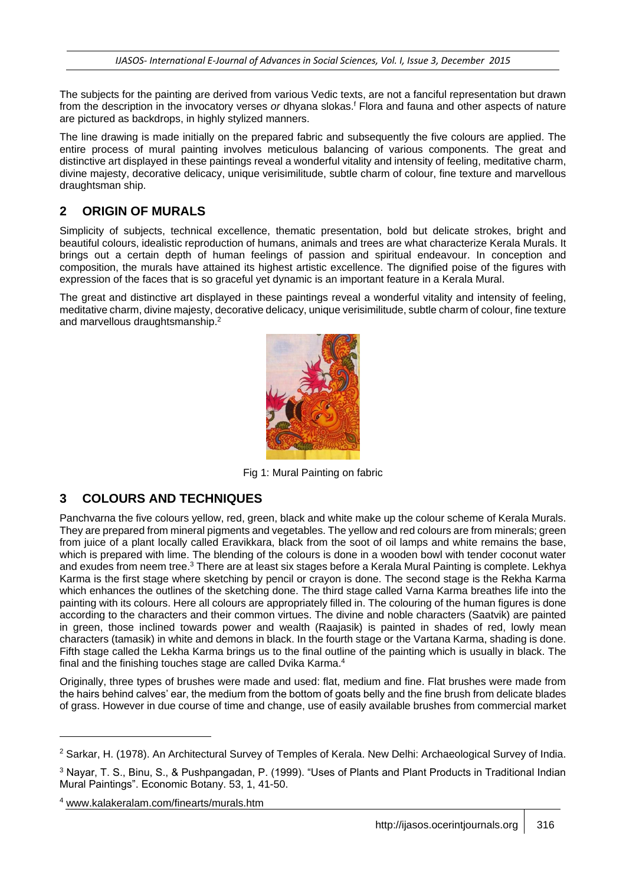The subjects for the painting are derived from various Vedic texts, are not a fanciful representation but drawn from the description in the invocatory verses *or* dhyana slokas.[f] Flora and fauna and other aspects of nature are pictured as backdrops, in highly stylized manners.

The line drawing is made initially on the prepared fabric and subsequently the five colours are applied. The entire process of mural painting involves meticulous balancing of various components. The great and distinctive art displayed in these paintings reveal a wonderful vitality and intensity of feeling, meditative charm, divine majesty, decorative delicacy, unique verisimilitude, subtle charm of colour, fine texture and marvellous draughtsman ship.

## 2 ORIGIN OF MURALS

Simplicity of subjects, technical excellence, thematic presentation, bold but delicate strokes, bright and beautiful colours, idealistic reproduction of humans, animals and trees are what characterize Kerala Murals. It brings out a certain depth of human feelings of passion and spiritual endeavour. In conception and composition, the murals have attained its highest artistic excellence. The dignified poise of the figures with expression of the faces that is so graceful yet dynamic is an important feature in a Kerala Mural.

The great and distinctive art displayed in these paintings reveal a wonderful vitality and intensity of feeling, meditative charm, divine majesty, decorative delicacy, unique verisimilitude, subtle charm of colour, fine texture and marvellous draughtsmanship.[2]

Fig 1: Mural Painting on fabric

## 3 COLOURS AND TECHNIQUES

Panchvarna the five colours yellow, red, green, black and white make up the colour scheme of Kerala Murals. They are prepared from mineral pigments and vegetables. The yellow and red colours are from minerals; green from juice of a plant locally called Eravikkara, black from the soot of oil lamps and white remains the base, which is prepared with lime. The blending of the colours is done in a wooden bowl with tender coconut water and exudes from neem tree.[3] There are at least six stages before a Kerala Mural Painting is complete. Lekhya Karma is the first stage where sketching by pencil or crayon is done. The second stage is the Rekha Karma which enhances the outlines of the sketching done. The third stage called Varna Karma breathes life into the painting with its colours. Here all colours are appropriately filled in. The colouring of the human figures is done according to the characters and their common virtues. The divine and noble characters (Saatvik) are painted in green, those inclined towards power and wealth (Raajasik) is painted in shades of red, lowly mean characters (tamasik) in white and demons in black. In the fourth stage or the Vartana Karma, shading is done. Fifth stage called the Lekha Karma brings us to the final outline of the painting which is usually in black. The final and the finishing touches stage are called Dvika Karma.[4]

Originally, three types of brushes were made and used: flat, medium and fine. Flat brushes were made from the hairs behind calves' ear, the medium from the bottom of goats belly and the fine brush from delicate blades of grass. However in due course of time and change, use of easily available brushes from commercial market

---

[2] Sarkar, H. (1978). An Architectural Survey of Temples of Kerala. New Delhi: Archaeological Survey of India.

[3] Nayar, T. S., Binu, S., & Pushpangadan, P. (1999). "Uses of Plants and Plant Products in Traditional Indian Mural Paintings". Economic Botany. 53, 1, 41-50.

[4] www.kalakeralam.com/finearts/murals.htm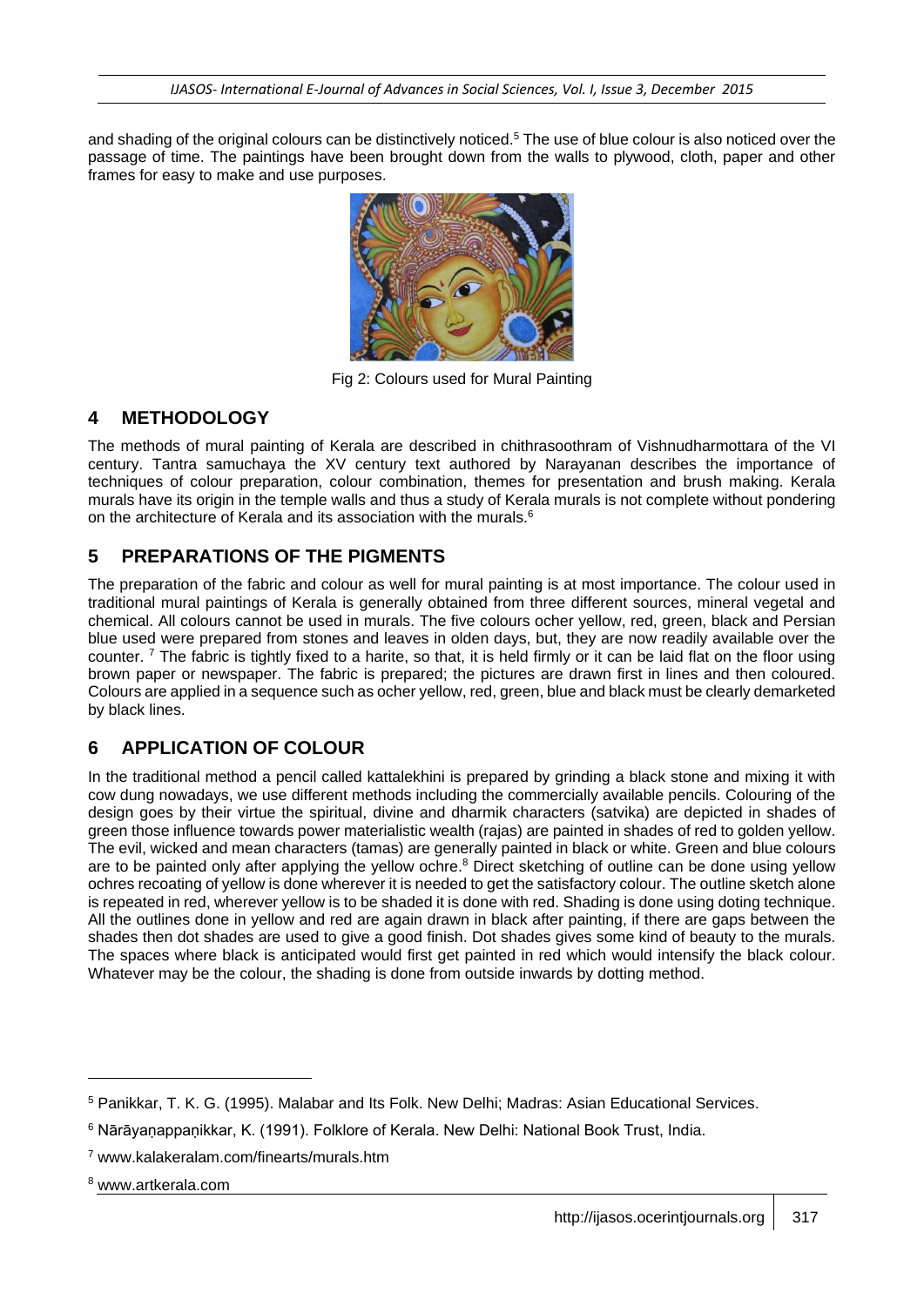and shading of the original colours can be distinctively noticed.[5] The use of blue colour is also noticed over the passage of time. The paintings have been brought down from the walls to plywood, cloth, paper and other frames for easy to make and use purposes.

Fig 2: Colours used for Mural Painting

## 4 METHODOLOGY

The methods of mural painting of Kerala are described in chithrasoothram of Vishnudharmottara of the VI century. Tantra samuchaya the XV century text authored by Narayanan describes the importance of techniques of colour preparation, colour combination, themes for presentation and brush making. Kerala murals have its origin in the temple walls and thus a study of Kerala murals is not complete without pondering on the architecture of Kerala and its association with the murals.[6]

## 5 PREPARATIONS OF THE PIGMENTS

The preparation of the fabric and colour as well for mural painting is at most importance. The colour used in traditional mural paintings of Kerala is generally obtained from three different sources, mineral vegetal and chemical. All colours cannot be used in murals. The five colours ocher yellow, red, green, black and Persian blue used were prepared from stones and leaves in olden days, but, they are now readily available over the counter. [7] The fabric is tightly fixed to a harite, so that, it is held firmly or it can be laid flat on the floor using brown paper or newspaper. The fabric is prepared; the pictures are drawn first in lines and then coloured. Colours are applied in a sequence such as ocher yellow, red, green, blue and black must be clearly demarketed by black lines.

## 6 APPLICATION OF COLOUR

In the traditional method a pencil called kattalekhini is prepared by grinding a black stone and mixing it with cow dung nowadays, we use different methods including the commercially available pencils. Colouring of the design goes by their virtue the spiritual, divine and dharmik characters (satvika) are depicted in shades of green those influence towards power materialistic wealth (rajas) are painted in shades of red to golden yellow. The evil, wicked and mean characters (tamas) are generally painted in black or white. Green and blue colours are to be painted only after applying the yellow ochre.[8] Direct sketching of outline can be done using yellow ochres recoating of yellow is done wherever it is needed to get the satisfactory colour. The outline sketch alone is repeated in red, wherever yellow is to be shaded it is done with red. Shading is done using doting technique. All the outlines done in yellow and red are again drawn in black after painting, if there are gaps between the shades then dot shades are used to give a good finish. Dot shades gives some kind of beauty to the murals. The spaces where black is anticipated would first get painted in red which would intensify the black colour. Whatever may be the colour, the shading is done from outside inwards by dotting method.

---

[5] Panikkar, T. K. G. (1995). Malabar and Its Folk. New Delhi; Madras: Asian Educational Services.

[6] Nārāyaṇappaṇikkar, K. (1991). Folklore of Kerala. New Delhi: National Book Trust, India.

[7] www.kalakeralam.com/finearts/murals.htm

[8] www.artkerala.com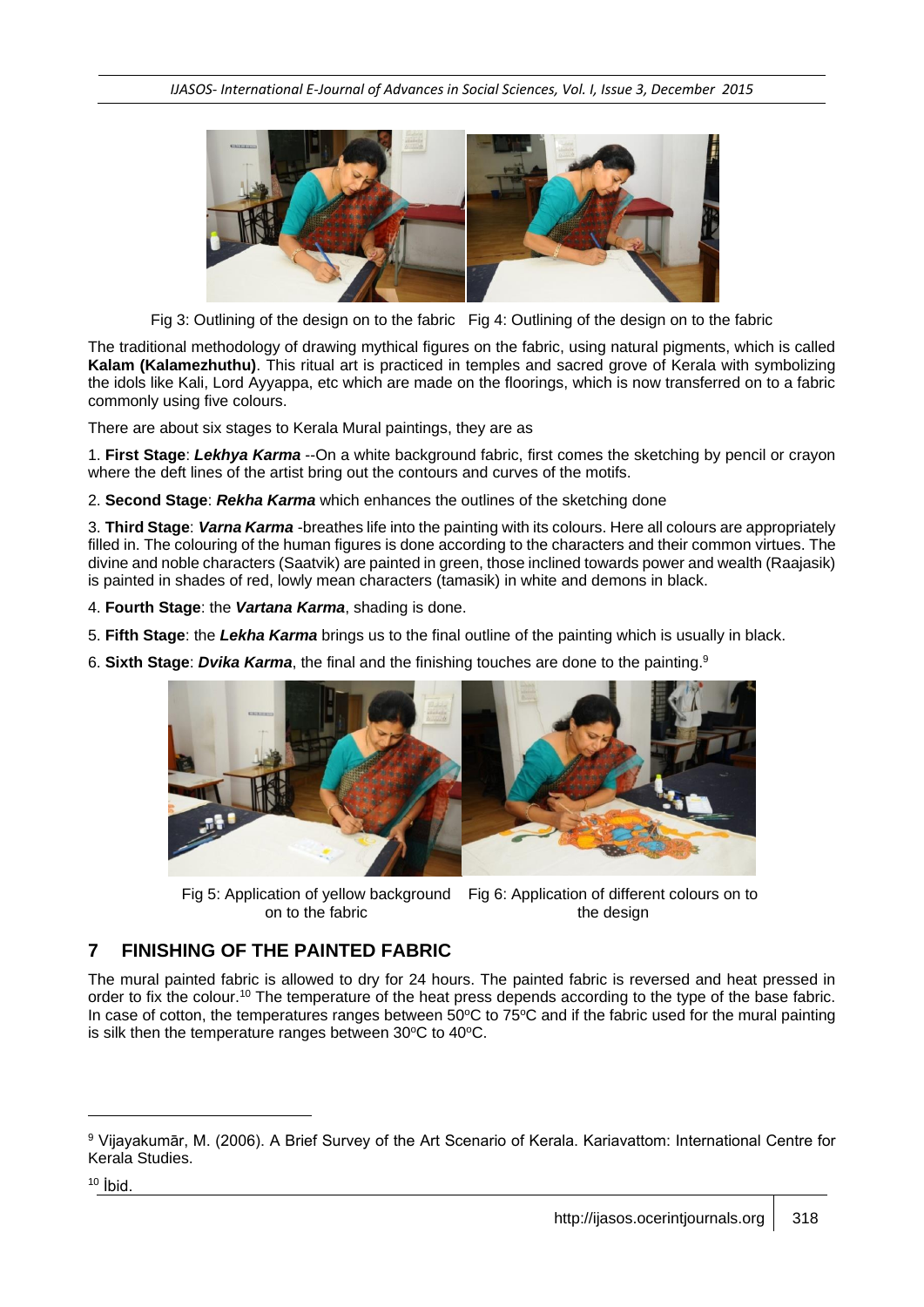Fig 3: Outlining of the design on to the fabric   Fig 4: Outlining of the design on to the fabric

The traditional methodology of drawing mythical figures on the fabric, using natural pigments, which is called **Kalam (Kalamezhuthu)**. This ritual art is practiced in temples and sacred grove of Kerala with symbolizing the idols like Kali, Lord Ayyappa, etc which are made on the floorings, which is now transferred on to a fabric commonly using five colours.

There are about six stages to Kerala Mural paintings, they are as

1. **First Stage**: ***Lekhya Karma*** --On a white background fabric, first comes the sketching by pencil or crayon where the deft lines of the artist bring out the contours and curves of the motifs.

2. **Second Stage**: ***Rekha Karma*** which enhances the outlines of the sketching done

3. **Third Stage**: ***Varna Karma*** -breathes life into the painting with its colours. Here all colours are appropriately filled in. The colouring of the human figures is done according to the characters and their common virtues. The divine and noble characters (Saatvik) are painted in green, those inclined towards power and wealth (Raajasik) is painted in shades of red, lowly mean characters (tamasik) in white and demons in black.

4. **Fourth Stage**: the ***Vartana Karma***, shading is done.

5. **Fifth Stage**: the ***Lekha Karma*** brings us to the final outline of the painting which is usually in black.

6. **Sixth Stage**: ***Dvika Karma***, the final and the finishing touches are done to the painting.[9]

Fig 5: Application of yellow background on to the fabric   Fig 6: Application of different colours on to the design

## 7 FINISHING OF THE PAINTED FABRIC

The mural painted fabric is allowed to dry for 24 hours. The painted fabric is reversed and heat pressed in order to fix the colour.[10] The temperature of the heat press depends according to the type of the base fabric. In case of cotton, the temperatures ranges between 50ºC to 75ºC and if the fabric used for the mural painting is silk then the temperature ranges between 30ºC to 40ºC.

---

[9] Vijayakumār, M. (2006). A Brief Survey of the Art Scenario of Kerala. Kariavattom: International Centre for Kerala Studies.

[10] İbid.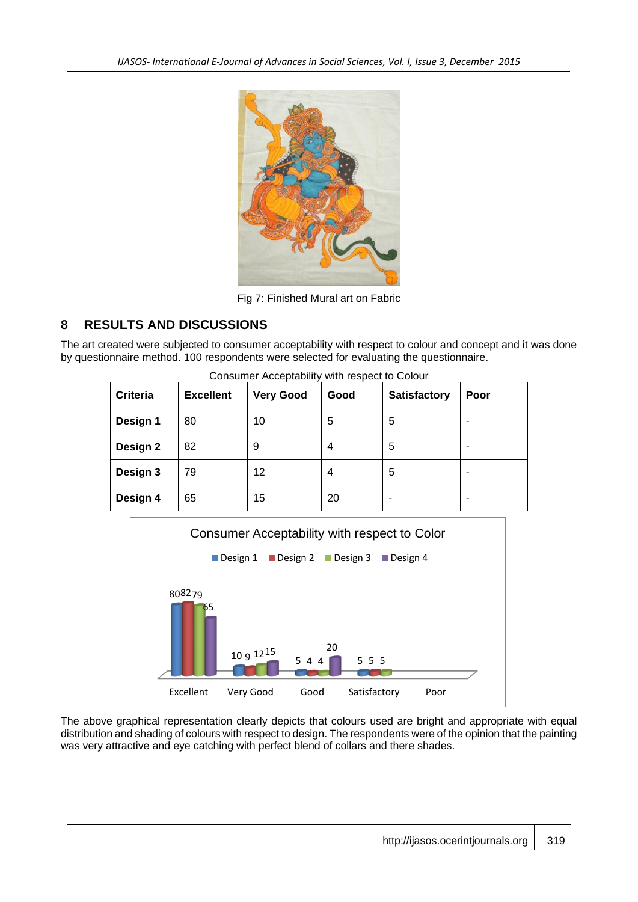Fig 7: Finished Mural art on Fabric

## 8 RESULTS AND DISCUSSIONS

The art created were subjected to consumer acceptability with respect to colour and concept and it was done by questionnaire method. 100 respondents were selected for evaluating the questionnaire.

Consumer Acceptability with respect to Colour

| Criteria | Excellent | Very Good | Good | Satisfactory | Poor |
|---|---|---|---|---|---|
| Design 1 | 80 | 10 | 5 | 5 | - |
| Design 2 | 82 | 9 | 4 | 5 | - |
| Design 3 | 79 | 12 | 4 | 5 | - |
| Design 4 | 65 | 15 | 20 | - | - |

The above graphical representation clearly depicts that colours used are bright and appropriate with equal distribution and shading of colours with respect to design. The respondents were of the opinion that the painting was very attractive and eye catching with perfect blend of collars and there shades.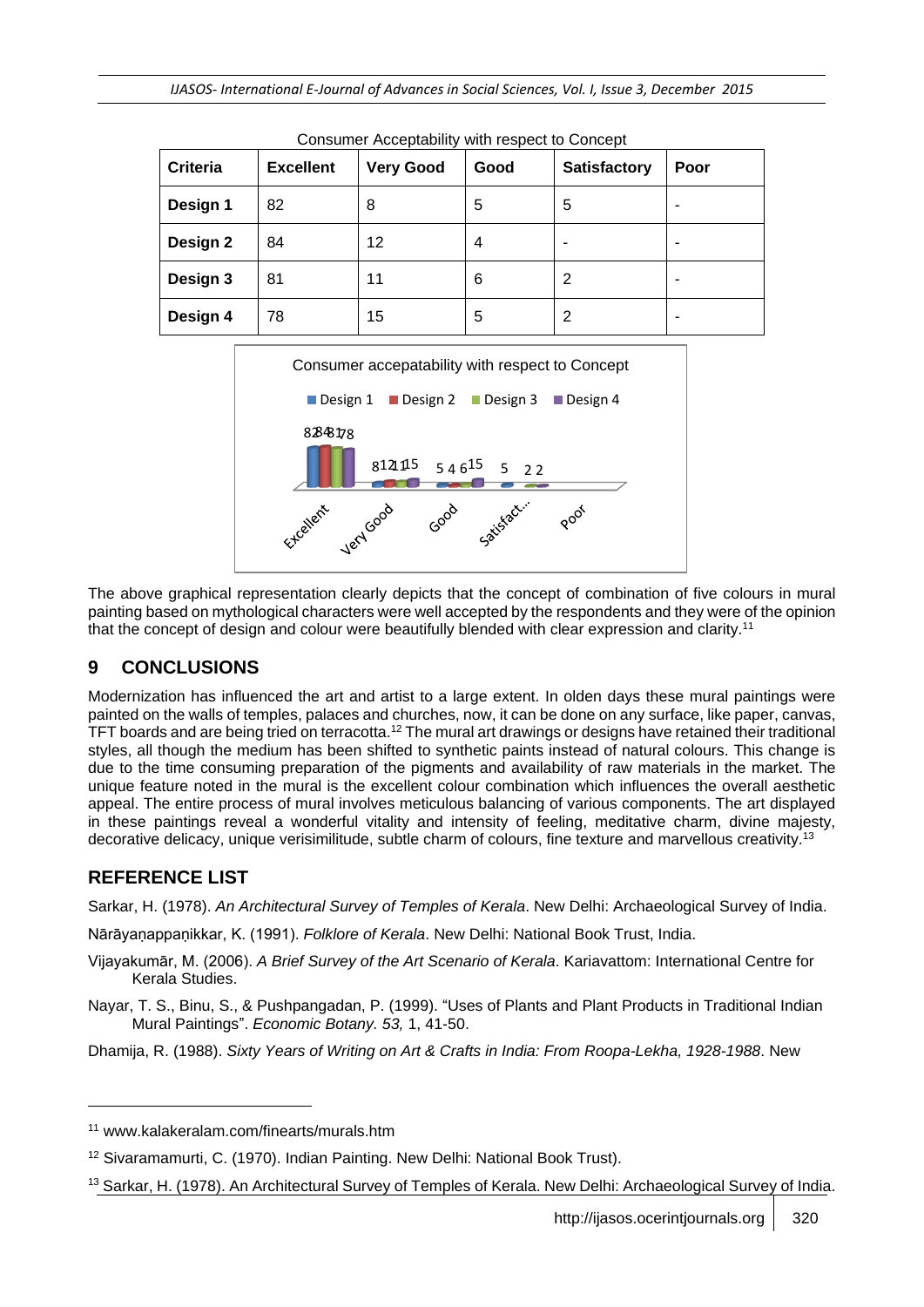Consumer Acceptability with respect to Concept

| Criteria | Excellent | Very Good | Good | Satisfactory | Poor |
|---|---|---|---|---|---|
| Design 1 | 82 | 8 | 5 | 5 | - |
| Design 2 | 84 | 12 | 4 | - | - |
| Design 3 | 81 | 11 | 6 | 2 | - |
| Design 4 | 78 | 15 | 5 | 2 | - |

The above graphical representation clearly depicts that the concept of combination of five colours in mural painting based on mythological characters were well accepted by the respondents and they were of the opinion that the concept of design and colour were beautifully blended with clear expression and clarity.[11]

## 9 CONCLUSIONS

Modernization has influenced the art and artist to a large extent. In olden days these mural paintings were painted on the walls of temples, palaces and churches, now, it can be done on any surface, like paper, canvas, TFT boards and are being tried on terracotta.[12] The mural art drawings or designs have retained their traditional styles, all though the medium has been shifted to synthetic paints instead of natural colours. This change is due to the time consuming preparation of the pigments and availability of raw materials in the market. The unique feature noted in the mural is the excellent colour combination which influences the overall aesthetic appeal. The entire process of mural involves meticulous balancing of various components. The art displayed in these paintings reveal a wonderful vitality and intensity of feeling, meditative charm, divine majesty, decorative delicacy, unique verisimilitude, subtle charm of colours, fine texture and marvellous creativity.[13]

## REFERENCE LIST

Sarkar, H. (1978). *An Architectural Survey of Temples of Kerala*. New Delhi: Archaeological Survey of India.

Nārāyaṇappaṇikkar, K. (1991). *Folklore of Kerala*. New Delhi: National Book Trust, India.

Vijayakumār, M. (2006). *A Brief Survey of the Art Scenario of Kerala*. Kariavattom: International Centre for Kerala Studies.

Nayar, T. S., Binu, S., & Pushpangadan, P. (1999). "Uses of Plants and Plant Products in Traditional Indian Mural Paintings". *Economic Botany. 53,* 1, 41-50.

Dhamija, R. (1988). *Sixty Years of Writing on Art & Crafts in India: From Roopa-Lekha, 1928-1988*. New

---

[11] www.kalakeralam.com/finearts/murals.htm

[12] Sivaramamurti, C. (1970). Indian Painting. New Delhi: National Book Trust).

[13] Sarkar, H. (1978). An Architectural Survey of Temples of Kerala. New Delhi: Archaeological Survey of India.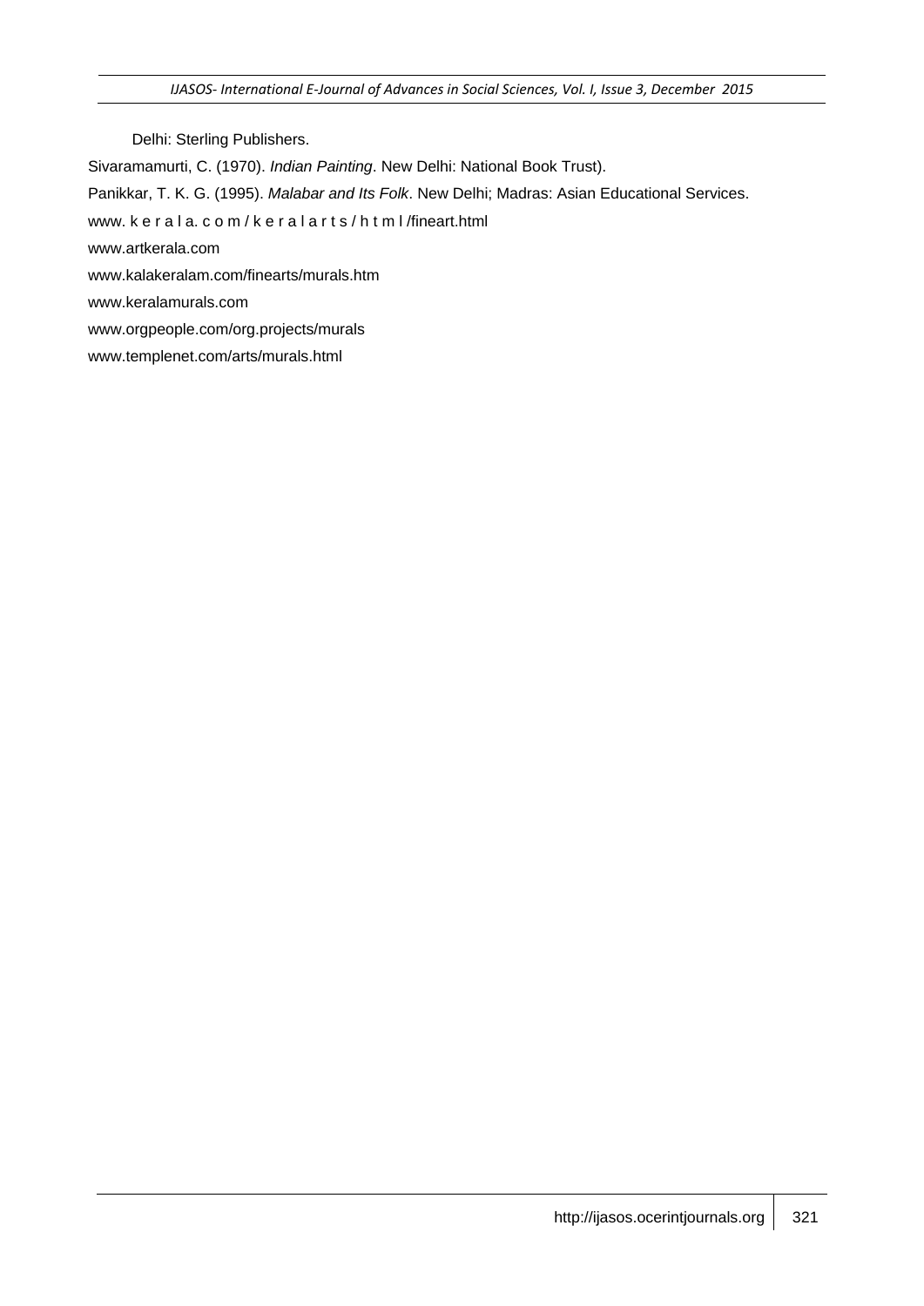Delhi: Sterling Publishers.

Sivaramamurti, C. (1970). *Indian Painting*. New Delhi: National Book Trust).

Panikkar, T. K. G. (1995). *Malabar and Its Folk*. New Delhi; Madras: Asian Educational Services.

www. k e r a l a. c o m / k e r a l a r t s / h t m l /fineart.html

www.artkerala.com

www.kalakeralam.com/finearts/murals.htm

www.keralamurals.com

www.orgpeople.com/org.projects/murals

www.templenet.com/arts/murals.html